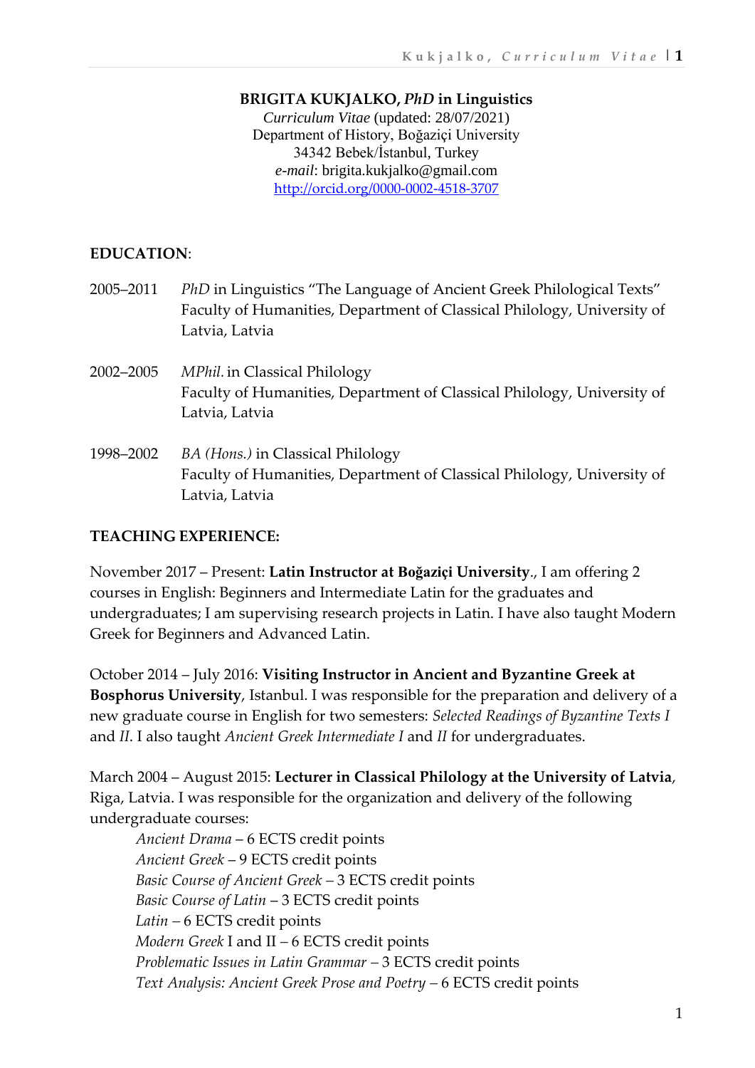**BRIGITA KUKJALKO, *PhD* in Linguistics**
*Curriculum Vitae* (updated: 28/07/2021)
Department of History, Boğaziçi University
34342 Bebek/İstanbul, Turkey
*e-mail*: brigita.kukjalko@gmail.com
http://orcid.org/0000-0002-4518-3707

## EDUCATION:

2005–2011 *PhD* in Linguistics "The Language of Ancient Greek Philological Texts"
Faculty of Humanities, Department of Classical Philology, University of Latvia, Latvia

2002–2005 *MPhil.* in Classical Philology
Faculty of Humanities, Department of Classical Philology, University of Latvia, Latvia

1998–2002 *BA (Hons.)* in Classical Philology
Faculty of Humanities, Department of Classical Philology, University of Latvia, Latvia

## TEACHING EXPERIENCE:

November 2017 – Present: **Latin Instructor at Boğaziçi University**., I am offering 2 courses in English: Beginners and Intermediate Latin for the graduates and undergraduates; I am supervising research projects in Latin. I have also taught Modern Greek for Beginners and Advanced Latin.

October 2014 – July 2016: **Visiting Instructor in Ancient and Byzantine Greek at Bosphorus University**, Istanbul. I was responsible for the preparation and delivery of a new graduate course in English for two semesters: *Selected Readings of Byzantine Texts I* and *II*. I also taught *Ancient Greek Intermediate I* and *II* for undergraduates.

March 2004 – August 2015: **Lecturer in Classical Philology at the University of Latvia**, Riga, Latvia. I was responsible for the organization and delivery of the following undergraduate courses:

- *Ancient Drama* – 6 ECTS credit points
- *Ancient Greek* – 9 ECTS credit points
- *Basic Course of Ancient Greek* – 3 ECTS credit points
- *Basic Course of Latin* – 3 ECTS credit points
- *Latin* – 6 ECTS credit points
- *Modern Greek* I and II – 6 ECTS credit points
- *Problematic Issues in Latin Grammar* – 3 ECTS credit points
- *Text Analysis: Ancient Greek Prose and Poetry* – 6 ECTS credit points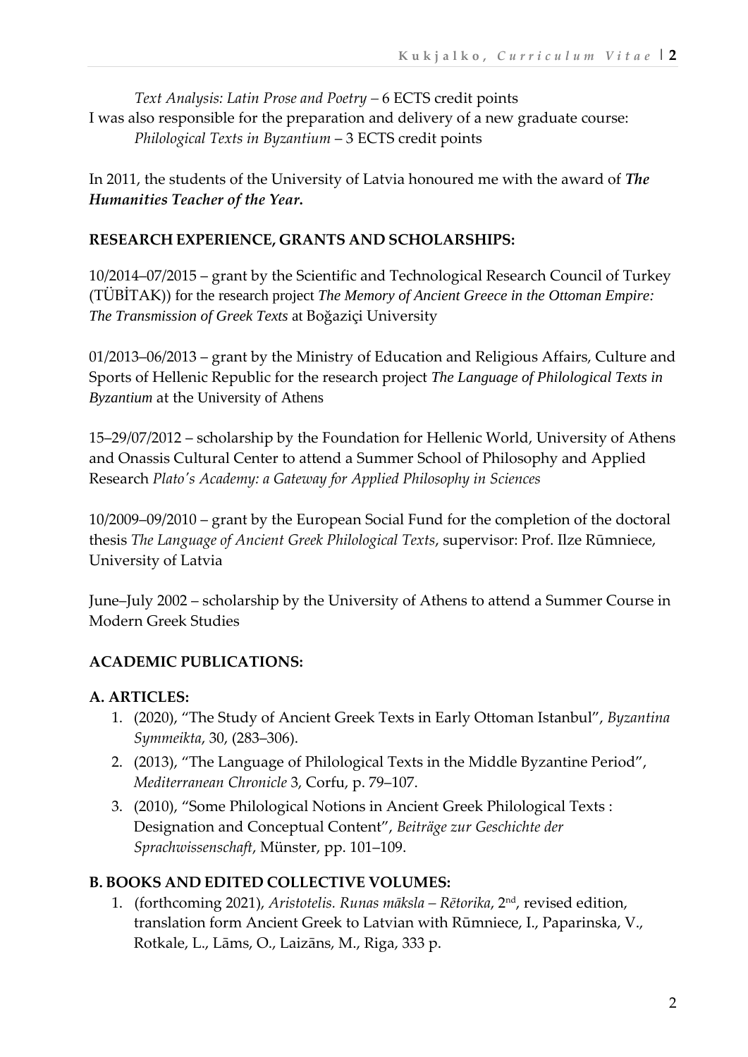*Text Analysis: Latin Prose and Poetry* – 6 ECTS credit points

I was also responsible for the preparation and delivery of a new graduate course:

*Philological Texts in Byzantium* – 3 ECTS credit points

In 2011, the students of the University of Latvia honoured me with the award of ***The Humanities Teacher of the Year***.

**RESEARCH EXPERIENCE, GRANTS AND SCHOLARSHIPS:**

10/2014–07/2015 – grant by the Scientific and Technological Research Council of Turkey (TÜBİTAK)) for the research project *The Memory of Ancient Greece in the Ottoman Empire: The Transmission of Greek Texts* at Boğaziçi University

01/2013–06/2013 – grant by the Ministry of Education and Religious Affairs, Culture and Sports of Hellenic Republic for the research project *The Language of Philological Texts in Byzantium* at the University of Athens

15–29/07/2012 – scholarship by the Foundation for Hellenic World, University of Athens and Onassis Cultural Center to attend a Summer School of Philosophy and Applied Research *Plato's Academy: a Gateway for Applied Philosophy in Sciences*

10/2009–09/2010 – grant by the European Social Fund for the completion of the doctoral thesis *The Language of Ancient Greek Philological Texts*, supervisor: Prof. Ilze Rūmniece, University of Latvia

June–July 2002 – scholarship by the University of Athens to attend a Summer Course in Modern Greek Studies

**ACADEMIC PUBLICATIONS:**

**A. ARTICLES:**

1. (2020), "The Study of Ancient Greek Texts in Early Ottoman Istanbul", *Byzantina Symmeikta*, 30, (283–306).
2. (2013), "The Language of Philological Texts in the Middle Byzantine Period", *Mediterranean Chronicle* 3, Corfu, p. 79–107.
3. (2010), "Some Philological Notions in Ancient Greek Philological Texts : Designation and Conceptual Content", *Beiträge zur Geschichte der Sprachwissenschaft*, Münster, pp. 101–109.

**B. BOOKS AND EDITED COLLECTIVE VOLUMES:**

1. (forthcoming 2021), *Aristotelis. Runas māksla – Rētorika*, 2nd, revised edition, translation form Ancient Greek to Latvian with Rūmniece, I., Paparinska, V., Rotkale, L., Lāms, O., Laizāns, M., Riga, 333 p.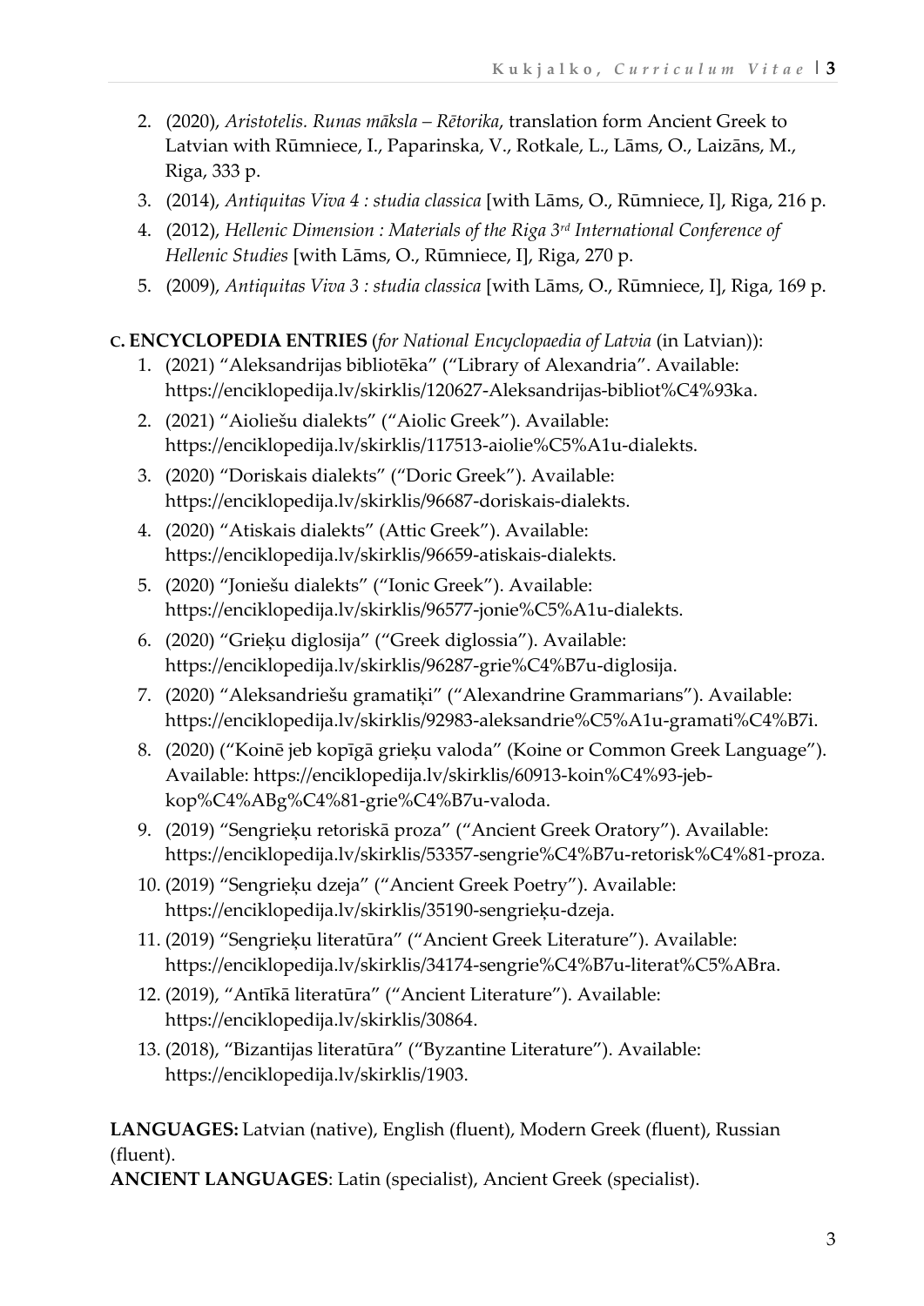2. (2020), *Aristotelis. Runas māksla – Rētorika*, translation form Ancient Greek to Latvian with Rūmniece, I., Paparinska, V., Rotkale, L., Lāms, O., Laizāns, M., Riga, 333 p.
3. (2014), *Antiquitas Viva 4 : studia classica* [with Lāms, O., Rūmniece, I], Riga, 216 p.
4. (2012), *Hellenic Dimension : Materials of the Riga 3rd International Conference of Hellenic Studies* [with Lāms, O., Rūmniece, I], Riga, 270 p.
5. (2009), *Antiquitas Viva 3 : studia classica* [with Lāms, O., Rūmniece, I], Riga, 169 p.

**C. ENCYCLOPEDIA ENTRIES** (*for National Encyclopaedia of Latvia* (in Latvian)):

1. (2021) "Aleksandrijas bibliotēka" ("Library of Alexandria". Available: https://enciklopedija.lv/skirklis/120627-Aleksandrijas-bibliot%C4%93ka.
2. (2021) "Aioliešu dialekts" ("Aiolic Greek"). Available: https://enciklopedija.lv/skirklis/117513-aiolie%C5%A1u-dialekts.
3. (2020) "Doriskais dialekts" ("Doric Greek"). Available: https://enciklopedija.lv/skirklis/96687-doriskais-dialekts.
4. (2020) "Atiskais dialekts" (Attic Greek"). Available: https://enciklopedija.lv/skirklis/96659-atiskais-dialekts.
5. (2020) "Joniešu dialekts" ("Ionic Greek"). Available: https://enciklopedija.lv/skirklis/96577-jonie%C5%A1u-dialekts.
6. (2020) "Grieķu diglosija" ("Greek diglossia"). Available: https://enciklopedija.lv/skirklis/96287-grie%C4%B7u-diglosija.
7. (2020) "Aleksandriešu gramatiķi" ("Alexandrine Grammarians"). Available: https://enciklopedija.lv/skirklis/92983-aleksandrie%C5%A1u-gramati%C4%B7i.
8. (2020) ("Koinē jeb kopīgā grieķu valoda" (Koine or Common Greek Language"). Available: https://enciklopedija.lv/skirklis/60913-koin%C4%93-jeb-kop%C4%ABg%C4%81-grie%C4%B7u-valoda.
9. (2019) "Sengrieķu retoriskā proza" ("Ancient Greek Oratory"). Available: https://enciklopedija.lv/skirklis/53357-sengrie%C4%B7u-retorisk%C4%81-proza.
10. (2019) "Sengrieķu dzeja" ("Ancient Greek Poetry"). Available: https://enciklopedija.lv/skirklis/35190-sengrieķu-dzeja.
11. (2019) "Sengrieķu literatūra" ("Ancient Greek Literature"). Available: https://enciklopedija.lv/skirklis/34174-sengrie%C4%B7u-literat%C5%ABra.
12. (2019), "Antīkā literatūra" ("Ancient Literature"). Available: https://enciklopedija.lv/skirklis/30864.
13. (2018), "Bizantijas literatūra" ("Byzantine Literature"). Available: https://enciklopedija.lv/skirklis/1903.

**LANGUAGES:** Latvian (native), English (fluent), Modern Greek (fluent), Russian (fluent).

**ANCIENT LANGUAGES**: Latin (specialist), Ancient Greek (specialist).